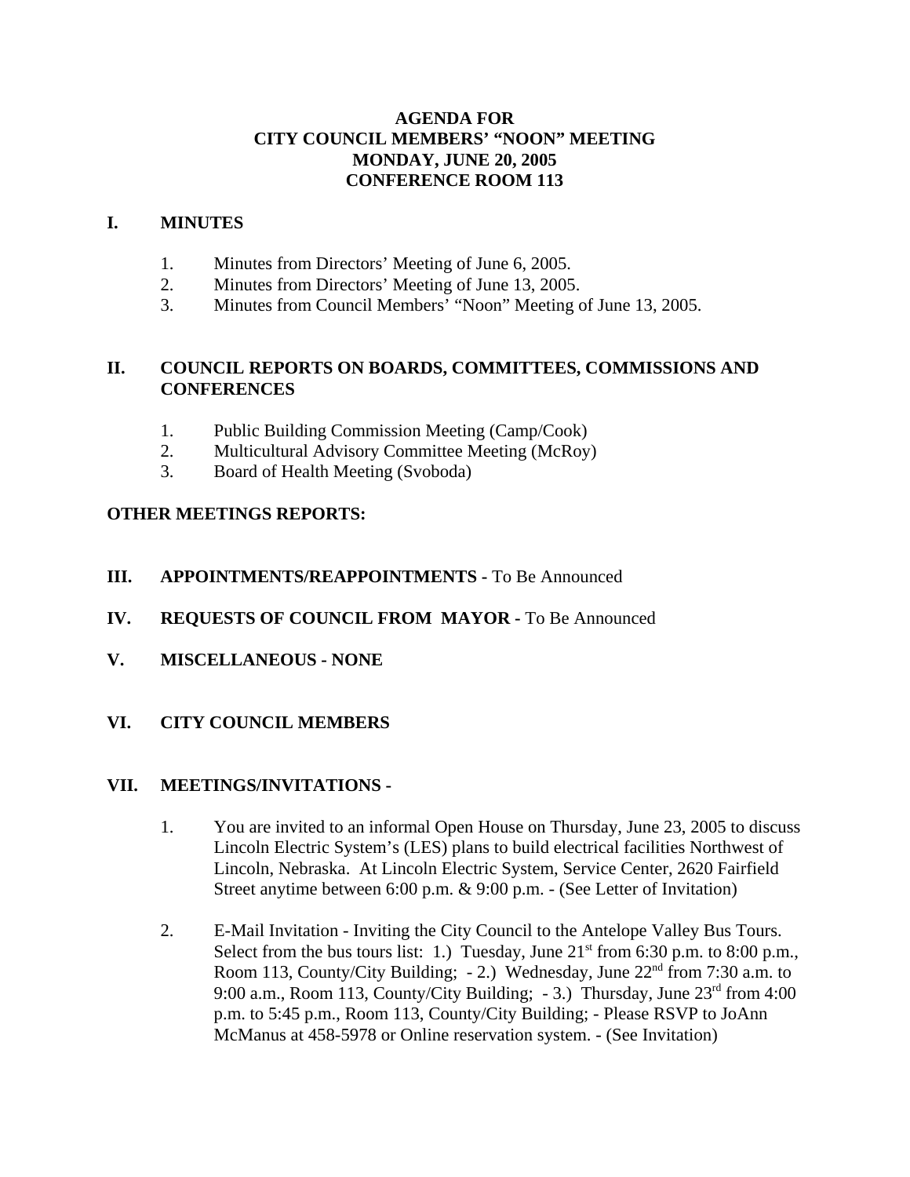# AGENDA FOR
# CITY COUNCIL MEMBERS' "NOON" MEETING
# MONDAY, JUNE 20, 2005
# CONFERENCE ROOM 113

## I. MINUTES

1. Minutes from Directors' Meeting of June 6, 2005.
2. Minutes from Directors' Meeting of June 13, 2005.
3. Minutes from Council Members' "Noon" Meeting of June 13, 2005.

## II. COUNCIL REPORTS ON BOARDS, COMMITTEES, COMMISSIONS AND CONFERENCES

1. Public Building Commission Meeting (Camp/Cook)
2. Multicultural Advisory Committee Meeting (McRoy)
3. Board of Health Meeting (Svoboda)

**OTHER MEETINGS REPORTS:**

## III. APPOINTMENTS/REAPPOINTMENTS - To Be Announced

## IV. REQUESTS OF COUNCIL FROM MAYOR - To Be Announced

## V. MISCELLANEOUS - NONE

## VI. CITY COUNCIL MEMBERS

## VII. MEETINGS/INVITATIONS -

1. You are invited to an informal Open House on Thursday, June 23, 2005 to discuss Lincoln Electric System's (LES) plans to build electrical facilities Northwest of Lincoln, Nebraska. At Lincoln Electric System, Service Center, 2620 Fairfield Street anytime between 6:00 p.m. & 9:00 p.m. - (See Letter of Invitation)

2. E-Mail Invitation - Inviting the City Council to the Antelope Valley Bus Tours. Select from the bus tours list: 1.) Tuesday, June 21st from 6:30 p.m. to 8:00 p.m., Room 113, County/City Building; - 2.) Wednesday, June 22nd from 7:30 a.m. to 9:00 a.m., Room 113, County/City Building; - 3.) Thursday, June 23rd from 4:00 p.m. to 5:45 p.m., Room 113, County/City Building; - Please RSVP to JoAnn McManus at 458-5978 or Online reservation system. - (See Invitation)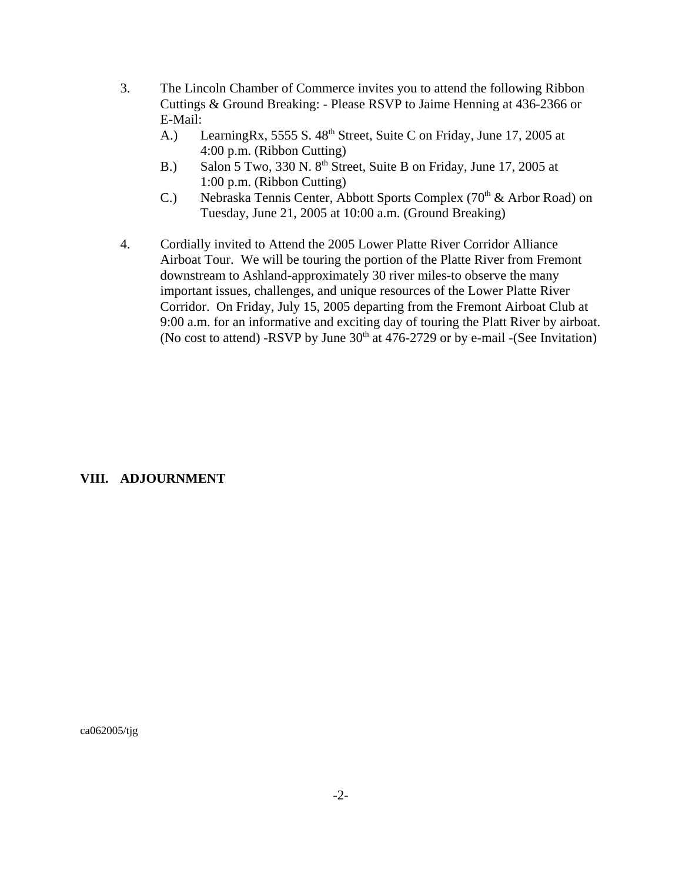3. The Lincoln Chamber of Commerce invites you to attend the following Ribbon Cuttings & Ground Breaking: - Please RSVP to Jaime Henning at 436-2366 or E-Mail:
   - A.) LearningRx, 5555 S. 48th Street, Suite C on Friday, June 17, 2005 at 4:00 p.m. (Ribbon Cutting)
   - B.) Salon 5 Two, 330 N. 8th Street, Suite B on Friday, June 17, 2005 at 1:00 p.m. (Ribbon Cutting)
   - C.) Nebraska Tennis Center, Abbott Sports Complex (70th & Arbor Road) on Tuesday, June 21, 2005 at 10:00 a.m. (Ground Breaking)

4. Cordially invited to Attend the 2005 Lower Platte River Corridor Alliance Airboat Tour. We will be touring the portion of the Platte River from Fremont downstream to Ashland-approximately 30 river miles-to observe the many important issues, challenges, and unique resources of the Lower Platte River Corridor. On Friday, July 15, 2005 departing from the Fremont Airboat Club at 9:00 a.m. for an informative and exciting day of touring the Platt River by airboat. (No cost to attend) -RSVP by June 30th at 476-2729 or by e-mail -(See Invitation)

**VIII. ADJOURNMENT**

ca062005/tjg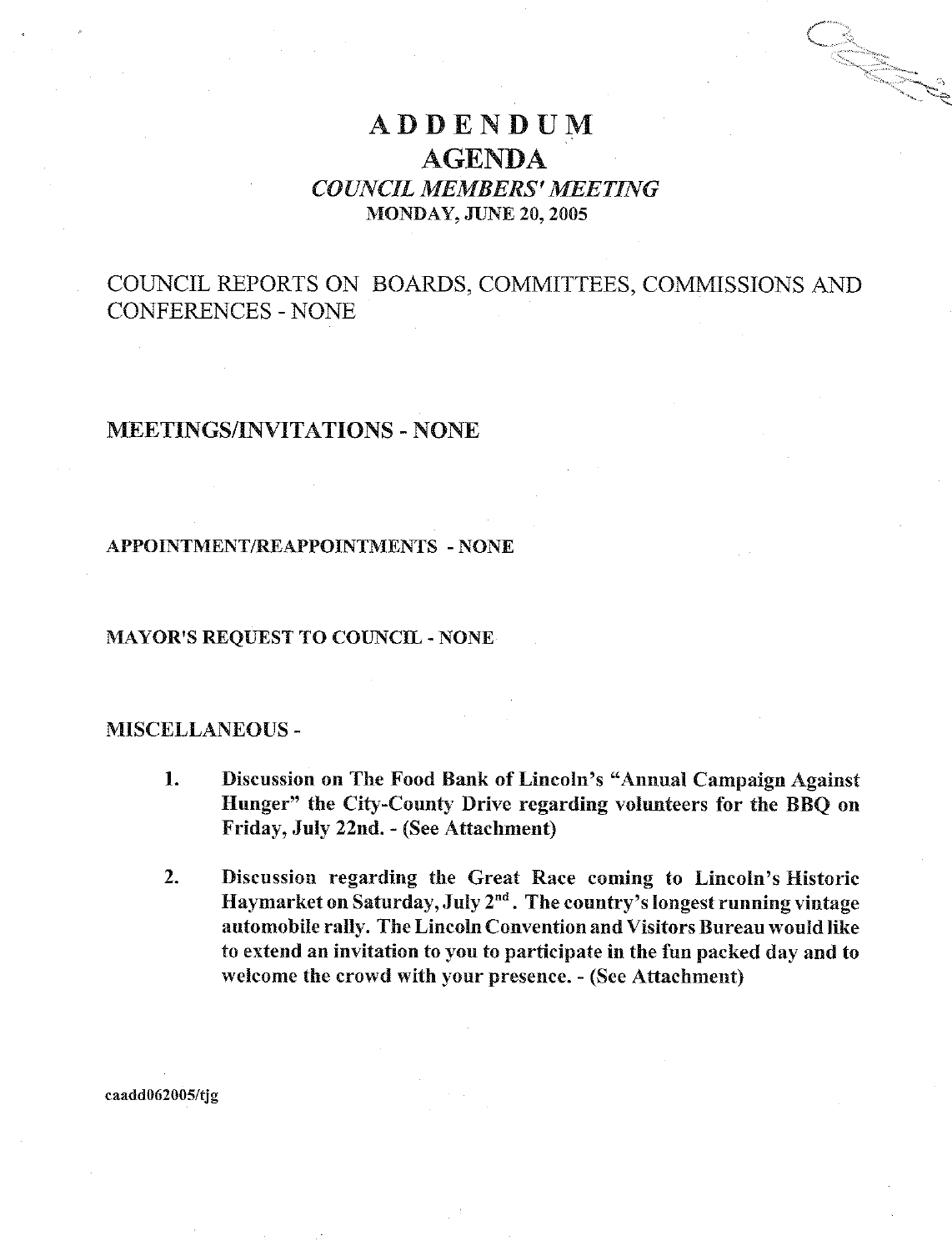# ADDENDUM
## AGENDA
### *COUNCIL MEMBERS' MEETING*
### MONDAY, JUNE 20, 2005

COUNCIL REPORTS ON BOARDS, COMMITTEES, COMMISSIONS AND CONFERENCES - NONE

MEETINGS/INVITATIONS - NONE

**APPOINTMENT/REAPPOINTMENTS - NONE**

MAYOR'S REQUEST TO COUNCIL - NONE

MISCELLANEOUS -

1. **Discussion on The Food Bank of Lincoln's "Annual Campaign Against Hunger" the City-County Drive regarding volunteers for the BBQ on Friday, July 22nd. - (See Attachment)**

2. **Discussion regarding the Great Race coming to Lincoln's Historic Haymarket on Saturday, July 2nd. The country's longest running vintage automobile rally. The Lincoln Convention and Visitors Bureau would like to extend an invitation to you to participate in the fun packed day and to welcome the crowd with your presence. - (See Attachment)**

caadd062005/tjg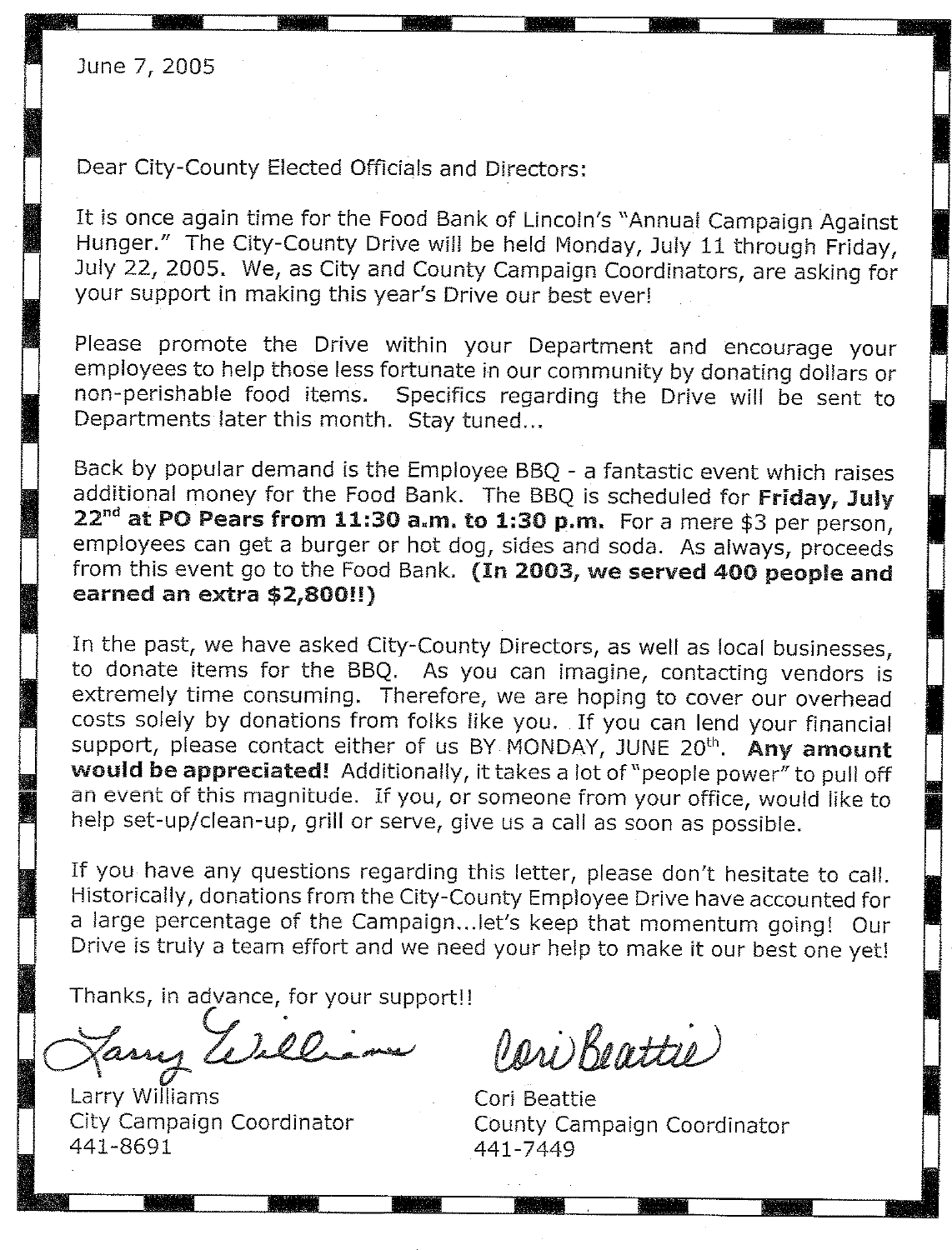June 7, 2005

Dear City-County Elected Officials and Directors:

It is once again time for the Food Bank of Lincoln's "Annual Campaign Against Hunger." The City-County Drive will be held Monday, July 11 through Friday, July 22, 2005. We, as City and County Campaign Coordinators, are asking for your support in making this year's Drive our best ever!

Please promote the Drive within your Department and encourage your employees to help those less fortunate in our community by donating dollars or non-perishable food items. Specifics regarding the Drive will be sent to Departments later this month. Stay tuned...

Back by popular demand is the Employee BBQ - a fantastic event which raises additional money for the Food Bank. The BBQ is scheduled for **Friday, July 22nd at PO Pears from 11:30 a.m. to 1:30 p.m.** For a mere $3 per person, employees can get a burger or hot dog, sides and soda. As always, proceeds from this event go to the Food Bank. **(In 2003, we served 400 people and earned an extra $2,800!!)**

In the past, we have asked City-County Directors, as well as local businesses, to donate items for the BBQ. As you can imagine, contacting vendors is extremely time consuming. Therefore, we are hoping to cover our overhead costs solely by donations from folks like you. If you can lend your financial support, please contact either of us BY MONDAY, JUNE 20th. **Any amount would be appreciated!** Additionally, it takes a lot of "people power" to pull off an event of this magnitude. If you, or someone from your office, would like to help set-up/clean-up, grill or serve, give us a call as soon as possible.

If you have any questions regarding this letter, please don't hesitate to call. Historically, donations from the City-County Employee Drive have accounted for a large percentage of the Campaign...let's keep that momentum going! Our Drive is truly a team effort and we need your help to make it our best one yet!

Thanks, in advance, for your support!!

Larry Williams
City Campaign Coordinator
441-8691

Cori Beattie
County Campaign Coordinator
441-7449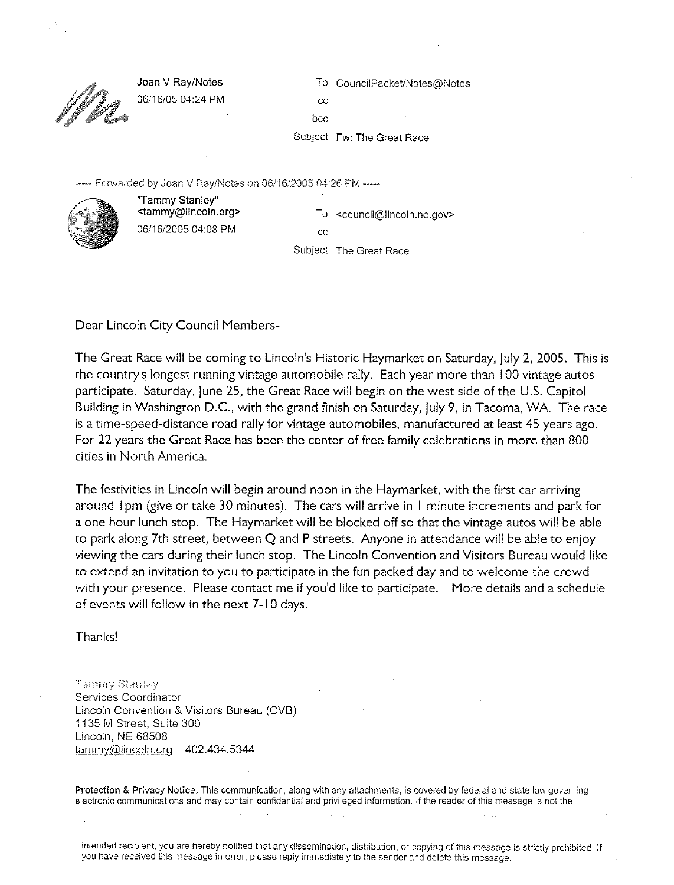Joan V Ray/Notes
06/16/05 04:24 PM

To CouncilPacket/Notes@Notes
cc
bcc
Subject Fw: The Great Race

----- Forwarded by Joan V Ray/Notes on 06/16/2005 04:26 PM -----

"Tammy Stanley" <tammy@lincoln.org>
06/16/2005 04:08 PM

To <council@lincoln.ne.gov>
cc
Subject The Great Race

Dear Lincoln City Council Members-

The Great Race will be coming to Lincoln's Historic Haymarket on Saturday, July 2, 2005. This is the country's longest running vintage automobile rally. Each year more than 100 vintage autos participate. Saturday, June 25, the Great Race will begin on the west side of the U.S. Capitol Building in Washington D.C., with the grand finish on Saturday, July 9, in Tacoma, WA. The race is a time-speed-distance road rally for vintage automobiles, manufactured at least 45 years ago. For 22 years the Great Race has been the center of free family celebrations in more than 800 cities in North America.

The festivities in Lincoln will begin around noon in the Haymarket, with the first car arriving around 1pm (give or take 30 minutes). The cars will arrive in 1 minute increments and park for a one hour lunch stop. The Haymarket will be blocked off so that the vintage autos will be able to park along 7th street, between Q and P streets. Anyone in attendance will be able to enjoy viewing the cars during their lunch stop. The Lincoln Convention and Visitors Bureau would like to extend an invitation to you to participate in the fun packed day and to welcome the crowd with your presence. Please contact me if you'd like to participate. More details and a schedule of events will follow in the next 7-10 days.

Thanks!

Tammy Stanley
Services Coordinator
Lincoln Convention & Visitors Bureau (CVB)
1135 M Street, Suite 300
Lincoln, NE 68508
tammy@lincoln.org 402.434.5344

**Protection & Privacy Notice:** This communication, along with any attachments, is covered by federal and state law governing electronic communications and may contain confidential and privileged information. If the reader of this message is not the intended recipient, you are hereby notified that any dissemination, distribution, or copying of this message is strictly prohibited. If you have received this message in error, please reply immediately to the sender and delete this message.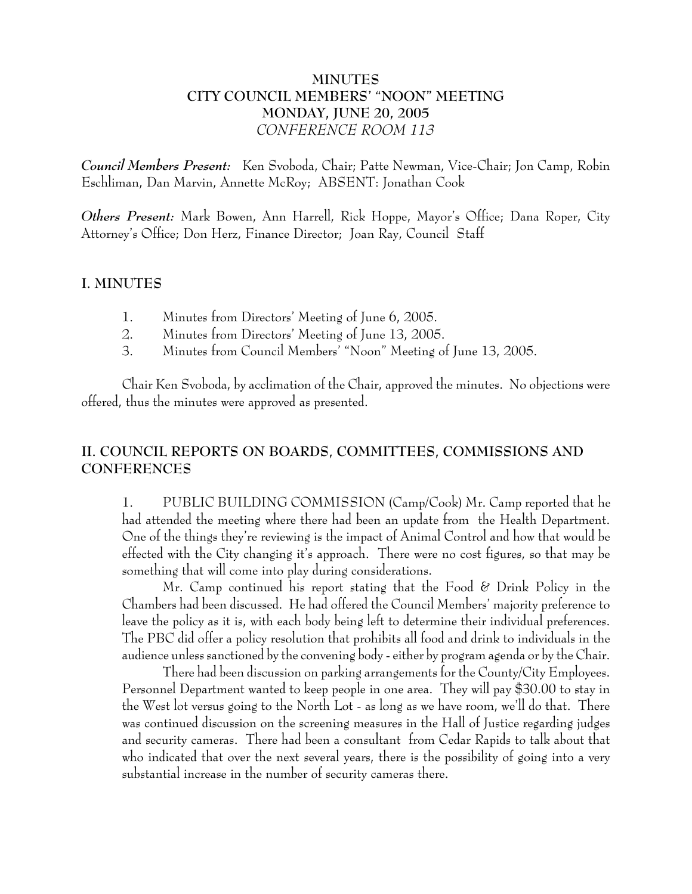**MINUTES**
**CITY COUNCIL MEMBERS' "NOON" MEETING**
**MONDAY, JUNE 20, 2005**
*CONFERENCE ROOM 113*

***Council Members Present:*** Ken Svoboda, Chair; Patte Newman, Vice-Chair; Jon Camp, Robin Eschliman, Dan Marvin, Annette McRoy; ABSENT: Jonathan Cook

***Others Present:*** Mark Bowen, Ann Harrell, Rick Hoppe, Mayor's Office; Dana Roper, City Attorney's Office; Don Herz, Finance Director; Joan Ray, Council Staff

## I. MINUTES

1. Minutes from Directors' Meeting of June 6, 2005.
2. Minutes from Directors' Meeting of June 13, 2005.
3. Minutes from Council Members' "Noon" Meeting of June 13, 2005.

Chair Ken Svoboda, by acclimation of the Chair, approved the minutes. No objections were offered, thus the minutes were approved as presented.

## II. COUNCIL REPORTS ON BOARDS, COMMITTEES, COMMISSIONS AND CONFERENCES

1. PUBLIC BUILDING COMMISSION (Camp/Cook) Mr. Camp reported that he had attended the meeting where there had been an update from the Health Department. One of the things they're reviewing is the impact of Animal Control and how that would be effected with the City changing it's approach. There were no cost figures, so that may be something that will come into play during considerations.

Mr. Camp continued his report stating that the Food & Drink Policy in the Chambers had been discussed. He had offered the Council Members' majority preference to leave the policy as it is, with each body being left to determine their individual preferences. The PBC did offer a policy resolution that prohibits all food and drink to individuals in the audience unless sanctioned by the convening body - either by program agenda or by the Chair.

There had been discussion on parking arrangements for the County/City Employees. Personnel Department wanted to keep people in one area. They will pay $30.00 to stay in the West lot versus going to the North Lot - as long as we have room, we'll do that. There was continued discussion on the screening measures in the Hall of Justice regarding judges and security cameras. There had been a consultant from Cedar Rapids to talk about that who indicated that over the next several years, there is the possibility of going into a very substantial increase in the number of security cameras there.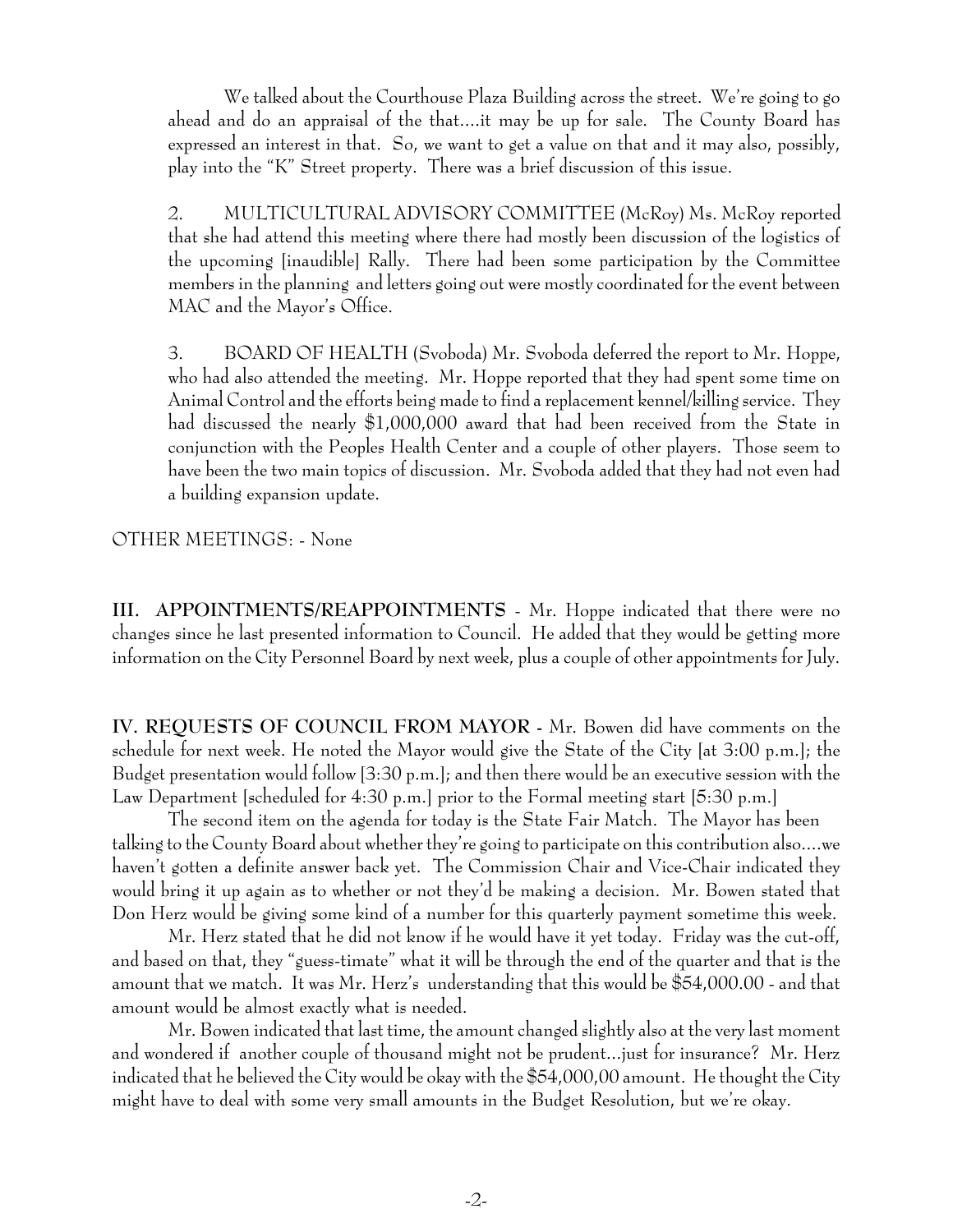We talked about the Courthouse Plaza Building across the street. We're going to go ahead and do an appraisal of the that....it may be up for sale. The County Board has expressed an interest in that. So, we want to get a value on that and it may also, possibly, play into the "K" Street property. There was a brief discussion of this issue.

2. MULTICULTURAL ADVISORY COMMITTEE (McRoy) Ms. McRoy reported that she had attend this meeting where there had mostly been discussion of the logistics of the upcoming [inaudible] Rally. There had been some participation by the Committee members in the planning and letters going out were mostly coordinated for the event between MAC and the Mayor's Office.

3. BOARD OF HEALTH (Svoboda) Mr. Svoboda deferred the report to Mr. Hoppe, who had also attended the meeting. Mr. Hoppe reported that they had spent some time on Animal Control and the efforts being made to find a replacement kennel/killing service. They had discussed the nearly $1,000,000 award that had been received from the State in conjunction with the Peoples Health Center and a couple of other players. Those seem to have been the two main topics of discussion. Mr. Svoboda added that they had not even had a building expansion update.

OTHER MEETINGS: - None

**III. APPOINTMENTS/REAPPOINTMENTS** - Mr. Hoppe indicated that there were no changes since he last presented information to Council. He added that they would be getting more information on the City Personnel Board by next week, plus a couple of other appointments for July.

**IV. REQUESTS OF COUNCIL FROM MAYOR -** Mr. Bowen did have comments on the schedule for next week. He noted the Mayor would give the State of the City [at 3:00 p.m.]; the Budget presentation would follow [3:30 p.m.]; and then there would be an executive session with the Law Department [scheduled for 4:30 p.m.] prior to the Formal meeting start [5:30 p.m.]

The second item on the agenda for today is the State Fair Match. The Mayor has been talking to the County Board about whether they're going to participate on this contribution also....we haven't gotten a definite answer back yet. The Commission Chair and Vice-Chair indicated they would bring it up again as to whether or not they'd be making a decision. Mr. Bowen stated that Don Herz would be giving some kind of a number for this quarterly payment sometime this week.

Mr. Herz stated that he did not know if he would have it yet today. Friday was the cut-off, and based on that, they "guess-timate" what it will be through the end of the quarter and that is the amount that we match. It was Mr. Herz's understanding that this would be $54,000.00 - and that amount would be almost exactly what is needed.

Mr. Bowen indicated that last time, the amount changed slightly also at the very last moment and wondered if another couple of thousand might not be prudent...just for insurance? Mr. Herz indicated that he believed the City would be okay with the $54,000,00 amount. He thought the City might have to deal with some very small amounts in the Budget Resolution, but we're okay.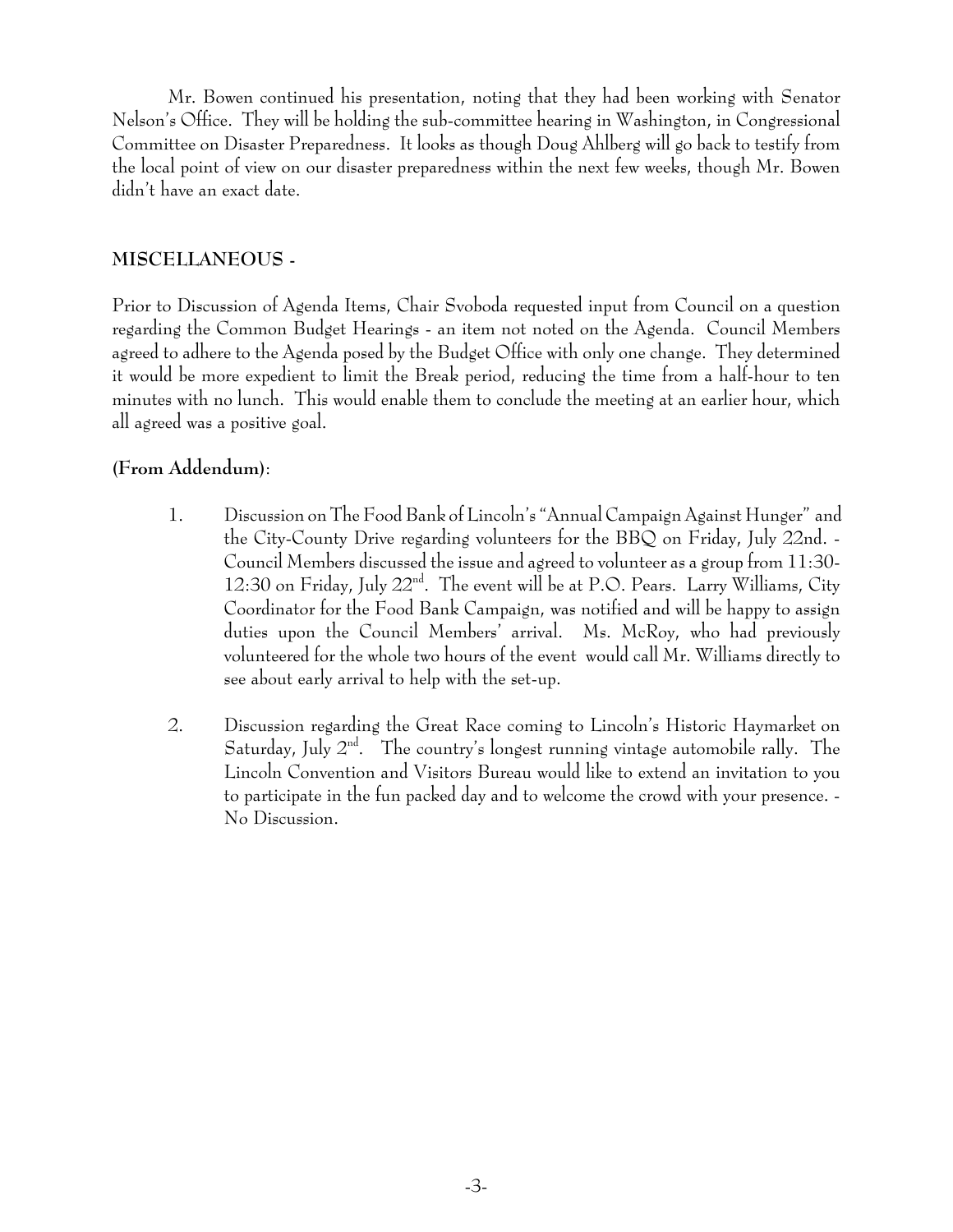Mr. Bowen continued his presentation, noting that they had been working with Senator Nelson's Office. They will be holding the sub-committee hearing in Washington, in Congressional Committee on Disaster Preparedness. It looks as though Doug Ahlberg will go back to testify from the local point of view on our disaster preparedness within the next few weeks, though Mr. Bowen didn't have an exact date.

## MISCELLANEOUS -

Prior to Discussion of Agenda Items, Chair Svoboda requested input from Council on a question regarding the Common Budget Hearings - an item not noted on the Agenda. Council Members agreed to adhere to the Agenda posed by the Budget Office with only one change. They determined it would be more expedient to limit the Break period, reducing the time from a half-hour to ten minutes with no lunch. This would enable them to conclude the meeting at an earlier hour, which all agreed was a positive goal.

**(From Addendum)**:

1. Discussion on The Food Bank of Lincoln's "Annual Campaign Against Hunger" and the City-County Drive regarding volunteers for the BBQ on Friday, July 22nd. - Council Members discussed the issue and agreed to volunteer as a group from 11:30-12:30 on Friday, July 22nd. The event will be at P.O. Pears. Larry Williams, City Coordinator for the Food Bank Campaign, was notified and will be happy to assign duties upon the Council Members' arrival. Ms. McRoy, who had previously volunteered for the whole two hours of the event would call Mr. Williams directly to see about early arrival to help with the set-up.

2. Discussion regarding the Great Race coming to Lincoln's Historic Haymarket on Saturday, July 2nd. The country's longest running vintage automobile rally. The Lincoln Convention and Visitors Bureau would like to extend an invitation to you to participate in the fun packed day and to welcome the crowd with your presence. - No Discussion.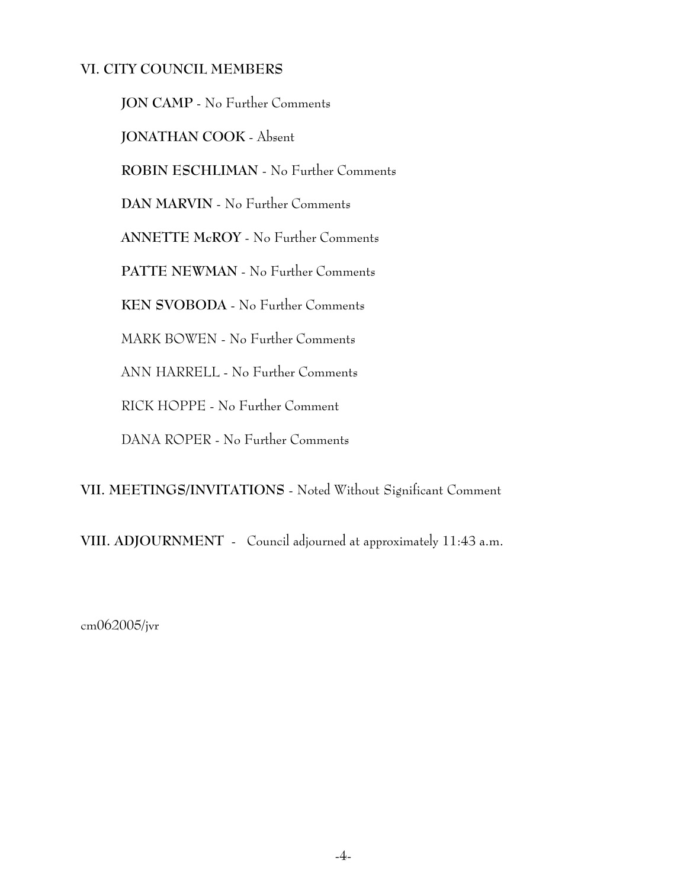## VI. CITY COUNCIL MEMBERS

**JON CAMP** - No Further Comments

**JONATHAN COOK** - Absent

**ROBIN ESCHLIMAN** - No Further Comments

**DAN MARVIN** - No Further Comments

**ANNETTE McROY** - No Further Comments

**PATTE NEWMAN** - No Further Comments

**KEN SVOBODA** - No Further Comments

MARK BOWEN - No Further Comments

ANN HARRELL - No Further Comments

RICK HOPPE - No Further Comment

DANA ROPER - No Further Comments

## VII. MEETINGS/INVITATIONS - Noted Without Significant Comment

## VIII. ADJOURNMENT - Council adjourned at approximately 11:43 a.m.

cm062005/jvr